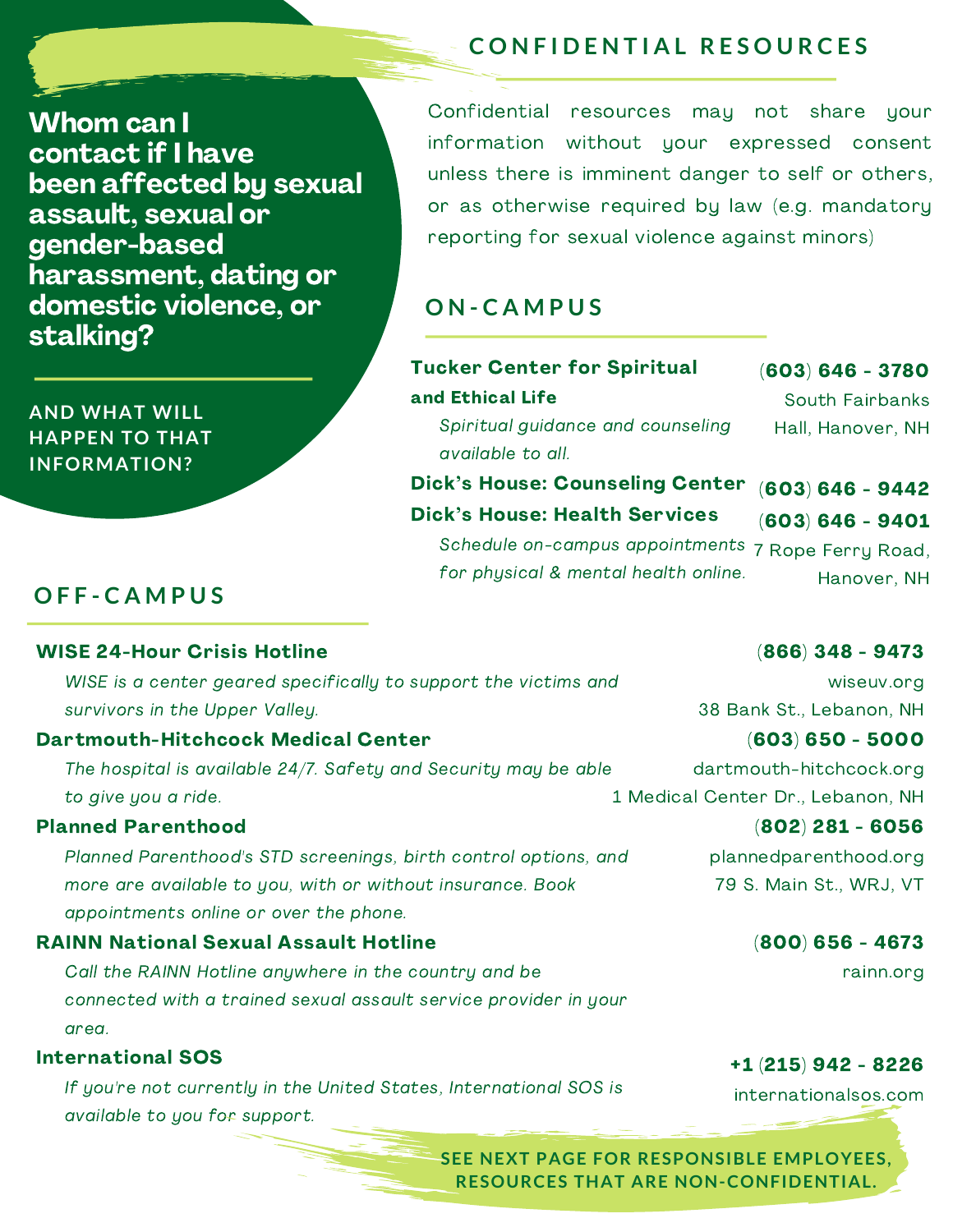## Whom can I contact if I have been affected by sexual assault, sexual or gender-based harassment, dating or domestic violence, or stalking?

### AND WHAT WILL HAPPEN TO THAT INFORMATION?

## CONFIDENTIAL RESOURCES

Confidential resources may not share your information without your expressed consent unless there is imminent danger to self or others, or as otherwise required by law (e.g. mandatory reporting for sexual violence against minors)

## ON-CAMPUS

**Tucker Center for Spiritual and Ethical Life** — **(603) 646 - 3780**
South Fairbanks Hall, Hanover, NH

*Spiritual guidance and counseling available to all.*

**Dick's House: Counseling Center** — **(603) 646 - 9442**

**Dick's House: Health Services** — **(603) 646 - 9401**
7 Rope Ferry Road, Hanover, NH

*Schedule on-campus appointments for physical & mental health online.*

## OFF-CAMPUS

**WISE 24-Hour Crisis Hotline** — **(866) 348 - 9473**
wiseuv.org
38 Bank St., Lebanon, NH

*WISE is a center geared specifically to support the victims and survivors in the Upper Valley.*

**Dartmouth-Hitchcock Medical Center** — **(603) 650 - 5000**
dartmouth-hitchcock.org
1 Medical Center Dr., Lebanon, NH

*The hospital is available 24/7. Safety and Security may be able to give you a ride.*

**Planned Parenthood** — **(802) 281 - 6056**
plannedparenthood.org
79 S. Main St., WRJ, VT

*Planned Parenthood's STD screenings, birth control options, and more are available to you, with or without insurance. Book appointments online or over the phone.*

**RAINN National Sexual Assault Hotline** — **(800) 656 - 4673**
rainn.org

*Call the RAINN Hotline anywhere in the country and be connected with a trained sexual assault service provider in your area.*

**International SOS** — **+1 (215) 942 - 8226**
internationalsos.com

*If you're not currently in the United States, International SOS is available to you for support.*

**SEE NEXT PAGE FOR RESPONSIBLE EMPLOYEES, RESOURCES THAT ARE NON-CONFIDENTIAL.**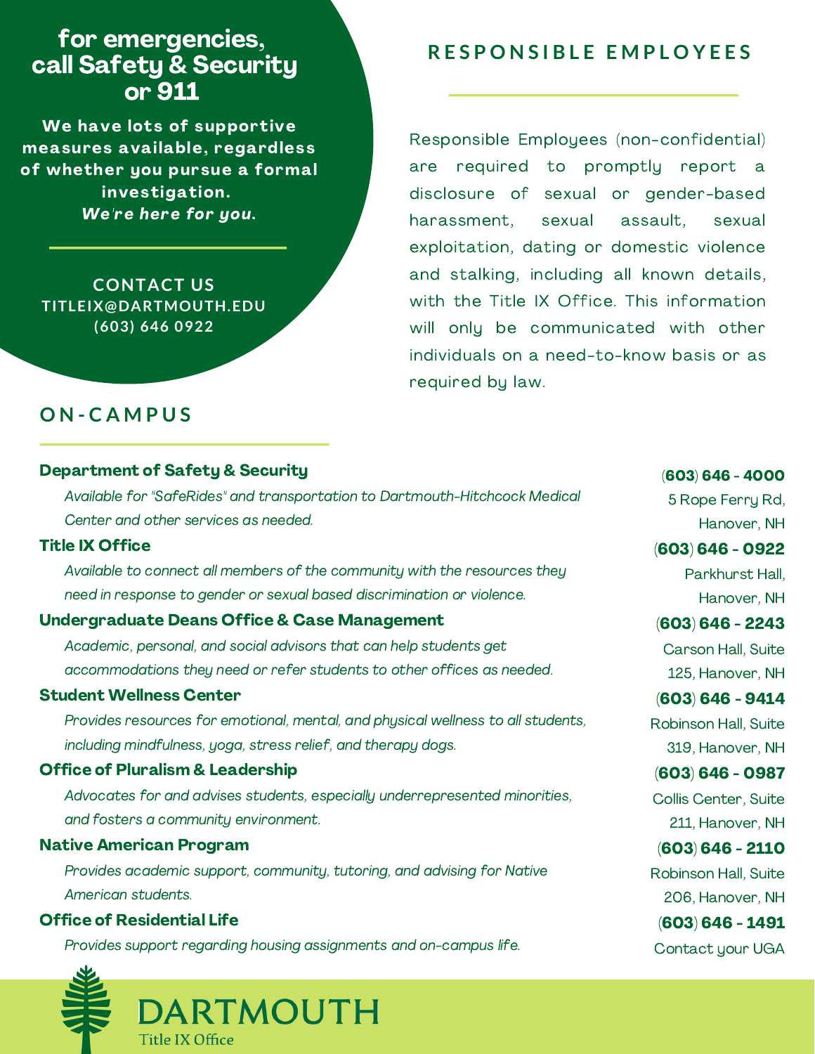## for emergencies, call Safety & Security or 911

**We have lots of supportive measures available, regardless of whether you pursue a formal investigation.**
***We're here for you.***

**CONTACT US**
**TITLEIX@DARTMOUTH.EDU**
**(603) 646 0922**

## RESPONSIBLE EMPLOYEES

Responsible Employees (non-confidential) are required to promptly report a disclosure of sexual or gender-based harassment, sexual assault, sexual exploitation, dating or domestic violence and stalking, including all known details, with the Title IX Office. This information will only be communicated with other individuals on a need-to-know basis or as required by law.

## ON-CAMPUS

**Department of Safety & Security** — **(603) 646 - 4000**, 5 Rope Ferry Rd, Hanover, NH

*Available for "SafeRides" and transportation to Dartmouth-Hitchcock Medical Center and other services as needed.*

**Title IX Office** — **(603) 646 - 0922**, Parkhurst Hall, Hanover, NH

*Available to connect all members of the community with the resources they need in response to gender or sexual based discrimination or violence.*

**Undergraduate Deans Office & Case Management** — **(603) 646 - 2243**, Carson Hall, Suite 125, Hanover, NH

*Academic, personal, and social advisors that can help students get accommodations they need or refer students to other offices as needed.*

**Student Wellness Center** — **(603) 646 - 9414**, Robinson Hall, Suite 319, Hanover, NH

*Provides resources for emotional, mental, and physical wellness to all students, including mindfulness, yoga, stress relief, and therapy dogs.*

**Office of Pluralism & Leadership** — **(603) 646 - 0987**, Collis Center, Suite 211, Hanover, NH

*Advocates for and advises students, especially underrepresented minorities, and fosters a community environment.*

**Native American Program** — **(603) 646 - 2110**, Robinson Hall, Suite 206, Hanover, NH

*Provides academic support, community, tutoring, and advising for Native American students.*

**Office of Residential Life** — **(603) 646 - 1491**, Contact your UGA

*Provides support regarding housing assignments and on-campus life.*

DARTMOUTH
Title IX Office